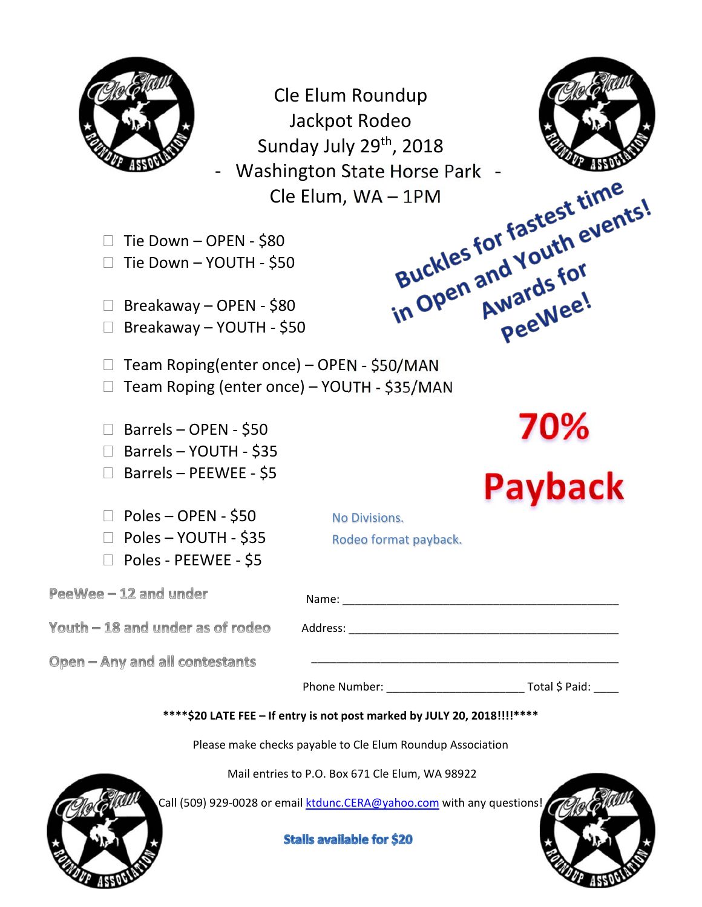# Cle Elum Roundup Jackpot Rodeo

**Sunday July 29th, 2018**

**- Washington State Horse Park -**

**Cle Elum, WA – 1PM**

**Buckles for fastest time in Open and Youth events! Awards for PeeWee!**

- ☐ Tie Down – OPEN - $80
- ☐ Tie Down – YOUTH - $50

- ☐ Breakaway – OPEN - $80
- ☐ Breakaway – YOUTH - $50

- ☐ Team Roping(enter once) – OPEN - $50/MAN
- ☐ Team Roping (enter once) – YOUTH - $35/MAN

- ☐ Barrels – OPEN - $50
- ☐ Barrels – YOUTH - $35
- ☐ Barrels – PEEWEE - $5

- ☐ Poles – OPEN - $50
- ☐ Poles – YOUTH - $35
- ☐ Poles - PEEWEE - $5

**70% Payback**

No Divisions.

Rodeo format payback.

**PeeWee – 12 and under**

**Youth – 18 and under as of rodeo**

**Open – Any and all contestants**

Name: ____________________________________________

Address: __________________________________________

__________________________________________________

Phone Number: ______________________ Total $ Paid: ____

**\*\*\*\*$20 LATE FEE – If entry is not post marked by JULY 20, 2018!!!!\*\*\*\***

Please make checks payable to Cle Elum Roundup Association

Mail entries to P.O. Box 671 Cle Elum, WA 98922

Call (509) 929-0028 or email ktdunc.CERA@yahoo.com with any questions!

**Stalls available for $20**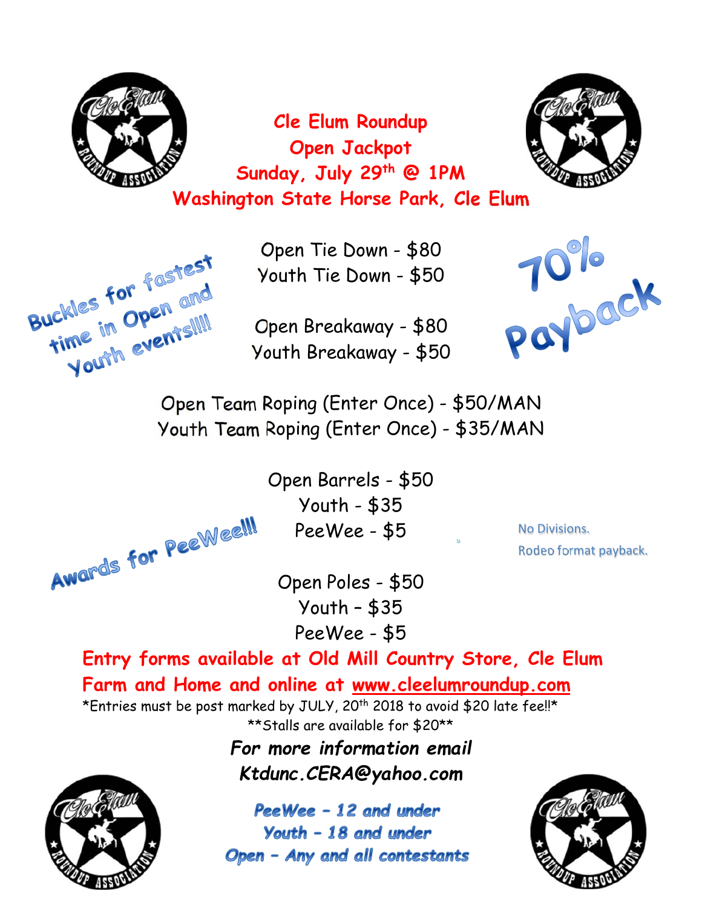# Cle Elum Roundup
## Open Jackpot
## Sunday, July 29th @ 1PM
## Washington State Horse Park, Cle Elum

Buckles for fastest time in Open and Youth events!!!!

70% Payback

Open Tie Down - $80
Youth Tie Down - $50

Open Breakaway - $80
Youth Breakaway - $50

Open Team Roping (Enter Once) - $50/MAN
Youth Team Roping (Enter Once) - $35/MAN

Awards for PeeWee!!!

Open Barrels - $50
Youth - $35
PeeWee - $5

No Divisions.
Rodeo format payback.

Open Poles - $50
Youth – $35
PeeWee - $5

**Entry forms available at Old Mill Country Store, Cle Elum Farm and Home and online at www.cleelumroundup.com**

*Entries must be post marked by JULY, 20th 2018 to avoid $20 late fee!!*

**Stalls are available for $20**

***For more information email Ktdunc.CERA@yahoo.com***

*PeeWee – 12 and under*
*Youth – 18 and under*
*Open – Any and all contestants*